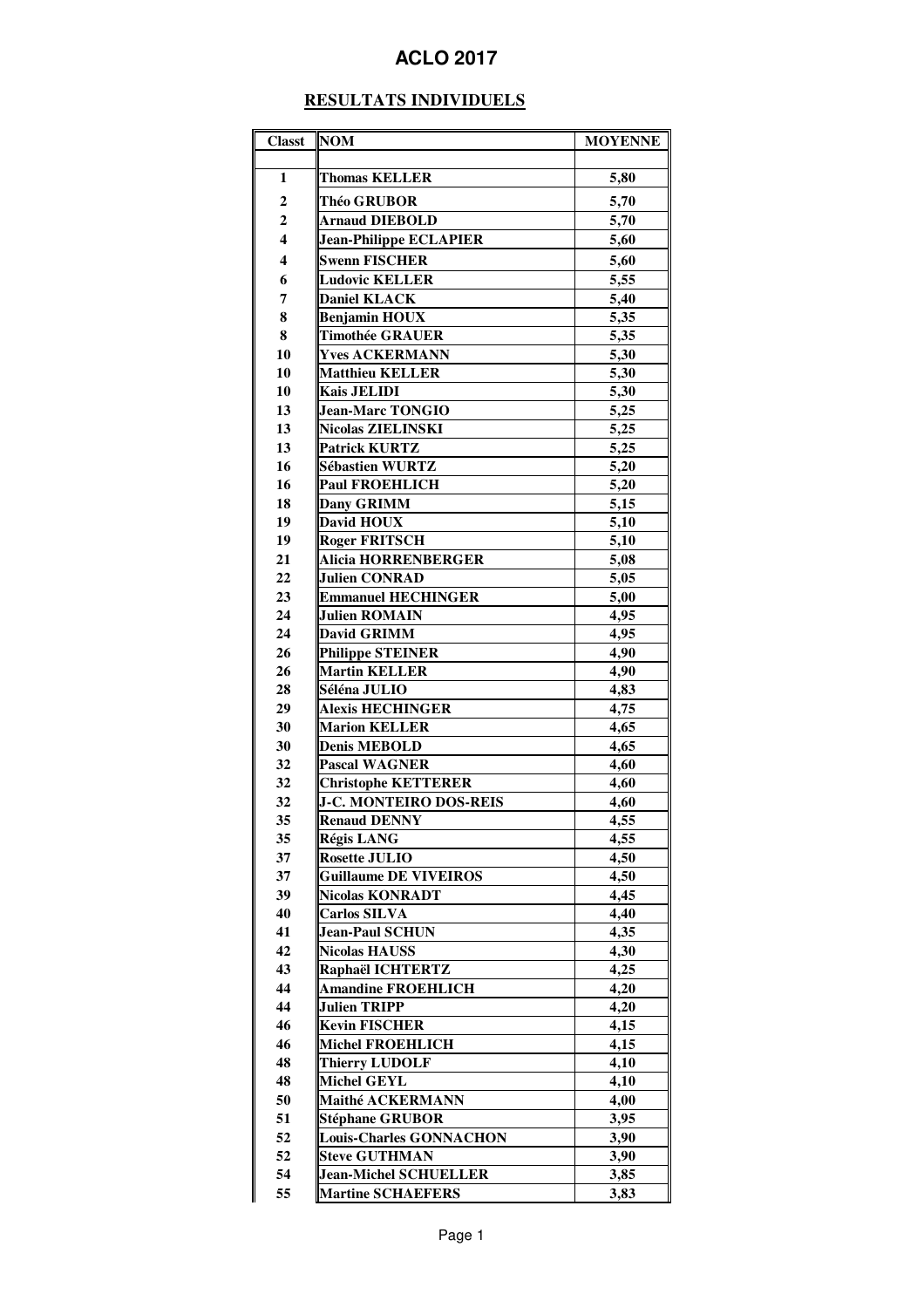# ACLO 2017

## RESULTATS INDIVIDUELS

| Classt | NOM | MOYENNE |
|---|---|---|
| | | |
| 1 | Thomas KELLER | 5,80 |
| 2 | Théo GRUBOR | 5,70 |
| 2 | Arnaud DIEBOLD | 5,70 |
| 4 | Jean-Philippe ECLAPIER | 5,60 |
| 4 | Swenn FISCHER | 5,60 |
| 6 | Ludovic KELLER | 5,55 |
| 7 | Daniel KLACK | 5,40 |
| 8 | Benjamin HOUX | 5,35 |
| 8 | Timothée GRAUER | 5,35 |
| 10 | Yves ACKERMANN | 5,30 |
| 10 | Matthieu KELLER | 5,30 |
| 10 | Kais JELIDI | 5,30 |
| 13 | Jean-Marc TONGIO | 5,25 |
| 13 | Nicolas ZIELINSKI | 5,25 |
| 13 | Patrick KURTZ | 5,25 |
| 16 | Sébastien WURTZ | 5,20 |
| 16 | Paul FROEHLICH | 5,20 |
| 18 | Dany GRIMM | 5,15 |
| 19 | David HOUX | 5,10 |
| 19 | Roger FRITSCH | 5,10 |
| 21 | Alicia HORRENBERGER | 5,08 |
| 22 | Julien CONRAD | 5,05 |
| 23 | Emmanuel HECHINGER | 5,00 |
| 24 | Julien ROMAIN | 4,95 |
| 24 | David GRIMM | 4,95 |
| 26 | Philippe STEINER | 4,90 |
| 26 | Martin KELLER | 4,90 |
| 28 | Séléna JULIO | 4,83 |
| 29 | Alexis HECHINGER | 4,75 |
| 30 | Marion KELLER | 4,65 |
| 30 | Denis MEBOLD | 4,65 |
| 32 | Pascal WAGNER | 4,60 |
| 32 | Christophe KETTERER | 4,60 |
| 32 | J-C. MONTEIRO DOS-REIS | 4,60 |
| 35 | Renaud DENNY | 4,55 |
| 35 | Régis LANG | 4,55 |
| 37 | Rosette JULIO | 4,50 |
| 37 | Guillaume DE VIVEIROS | 4,50 |
| 39 | Nicolas KONRADT | 4,45 |
| 40 | Carlos SILVA | 4,40 |
| 41 | Jean-Paul SCHUN | 4,35 |
| 42 | Nicolas HAUSS | 4,30 |
| 43 | Raphaël ICHTERTZ | 4,25 |
| 44 | Amandine FROEHLICH | 4,20 |
| 44 | Julien TRIPP | 4,20 |
| 46 | Kevin FISCHER | 4,15 |
| 46 | Michel FROEHLICH | 4,15 |
| 48 | Thierry LUDOLF | 4,10 |
| 48 | Michel GEYL | 4,10 |
| 50 | Maithé ACKERMANN | 4,00 |
| 51 | Stéphane GRUBOR | 3,95 |
| 52 | Louis-Charles GONNACHON | 3,90 |
| 52 | Steve GUTHMAN | 3,90 |
| 54 | Jean-Michel SCHUELLER | 3,85 |
| 55 | Martine SCHAEFERS | 3,83 |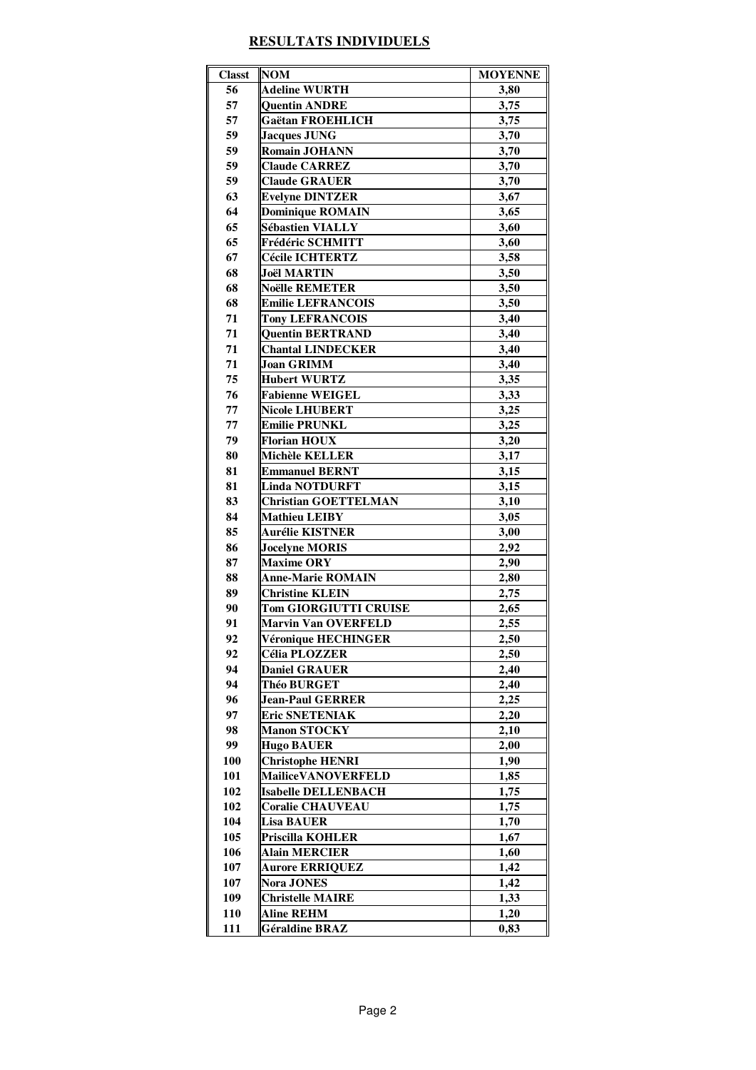## RESULTATS INDIVIDUELS

| Classt | NOM | MOYENNE |
|---|---|---|
| 56 | Adeline WURTH | 3,80 |
| 57 | Quentin ANDRE | 3,75 |
| 57 | Gaëtan FROEHLICH | 3,75 |
| 59 | Jacques JUNG | 3,70 |
| 59 | Romain JOHANN | 3,70 |
| 59 | Claude CARREZ | 3,70 |
| 59 | Claude GRAUER | 3,70 |
| 63 | Evelyne DINTZER | 3,67 |
| 64 | Dominique ROMAIN | 3,65 |
| 65 | Sébastien VIALLY | 3,60 |
| 65 | Frédéric SCHMITT | 3,60 |
| 67 | Cécile ICHTERTZ | 3,58 |
| 68 | Joël MARTIN | 3,50 |
| 68 | Noëlle REMETER | 3,50 |
| 68 | Emilie LEFRANCOIS | 3,50 |
| 71 | Tony LEFRANCOIS | 3,40 |
| 71 | Quentin BERTRAND | 3,40 |
| 71 | Chantal LINDECKER | 3,40 |
| 71 | Joan GRIMM | 3,40 |
| 75 | Hubert WURTZ | 3,35 |
| 76 | Fabienne WEIGEL | 3,33 |
| 77 | Nicole LHUBERT | 3,25 |
| 77 | Emilie PRUNKL | 3,25 |
| 79 | Florian HOUX | 3,20 |
| 80 | Michèle KELLER | 3,17 |
| 81 | Emmanuel BERNT | 3,15 |
| 81 | Linda NOTDURFT | 3,15 |
| 83 | Christian GOETTELMAN | 3,10 |
| 84 | Mathieu LEIBY | 3,05 |
| 85 | Aurélie KISTNER | 3,00 |
| 86 | Jocelyne MORIS | 2,92 |
| 87 | Maxime ORY | 2,90 |
| 88 | Anne-Marie ROMAIN | 2,80 |
| 89 | Christine KLEIN | 2,75 |
| 90 | Tom GIORGIUTTI CRUISE | 2,65 |
| 91 | Marvin Van OVERFELD | 2,55 |
| 92 | Véronique HECHINGER | 2,50 |
| 92 | Célia PLOZZER | 2,50 |
| 94 | Daniel GRAUER | 2,40 |
| 94 | Théo BURGET | 2,40 |
| 96 | Jean-Paul GERRER | 2,25 |
| 97 | Eric SNETENIAK | 2,20 |
| 98 | Manon STOCKY | 2,10 |
| 99 | Hugo BAUER | 2,00 |
| 100 | Christophe HENRI | 1,90 |
| 101 | MailiceVANOVERFELD | 1,85 |
| 102 | Isabelle DELLENBACH | 1,75 |
| 102 | Coralie CHAUVEAU | 1,75 |
| 104 | Lisa BAUER | 1,70 |
| 105 | Priscilla KOHLER | 1,67 |
| 106 | Alain MERCIER | 1,60 |
| 107 | Aurore ERRIQUEZ | 1,42 |
| 107 | Nora JONES | 1,42 |
| 109 | Christelle MAIRE | 1,33 |
| 110 | Aline REHM | 1,20 |
| 111 | Géraldine BRAZ | 0,83 |